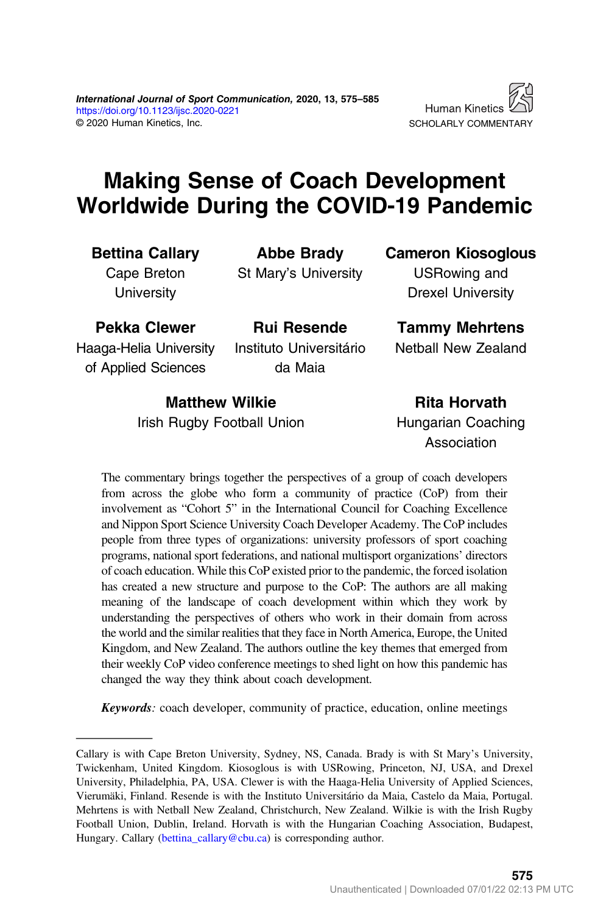SCHOLARLY COMMENTARY

# Making Sense of Coach Development Worldwide During the COVID-19 Pandemic

**Bettina Callary**
Cape Breton University

**Abbe Brady**
St Mary's University

**Cameron Kiosoglous**
USRowing and Drexel University

**Pekka Clewer**
Haaga-Helia University of Applied Sciences

**Rui Resende**
Instituto Universitário da Maia

**Tammy Mehrtens**
Netball New Zealand

**Matthew Wilkie**
Irish Rugby Football Union

**Rita Horvath**
Hungarian Coaching Association

The commentary brings together the perspectives of a group of coach developers from across the globe who form a community of practice (CoP) from their involvement as "Cohort 5" in the International Council for Coaching Excellence and Nippon Sport Science University Coach Developer Academy. The CoP includes people from three types of organizations: university professors of sport coaching programs, national sport federations, and national multisport organizations' directors of coach education. While this CoP existed prior to the pandemic, the forced isolation has created a new structure and purpose to the CoP: The authors are all making meaning of the landscape of coach development within which they work by understanding the perspectives of others who work in their domain from across the world and the similar realities that they face in North America, Europe, the United Kingdom, and New Zealand. The authors outline the key themes that emerged from their weekly CoP video conference meetings to shed light on how this pandemic has changed the way they think about coach development.

***Keywords:*** coach developer, community of practice, education, online meetings

---

Callary is with Cape Breton University, Sydney, NS, Canada. Brady is with St Mary's University, Twickenham, United Kingdom. Kiosoglous is with USRowing, Princeton, NJ, USA, and Drexel University, Philadelphia, PA, USA. Clewer is with the Haaga-Helia University of Applied Sciences, Vierumäki, Finland. Resende is with the Instituto Universitário da Maia, Castelo da Maia, Portugal. Mehrtens is with Netball New Zealand, Christchurch, New Zealand. Wilkie is with the Irish Rugby Football Union, Dublin, Ireland. Horvath is with the Hungarian Coaching Association, Budapest, Hungary. Callary (bettina_callary@cbu.ca) is corresponding author.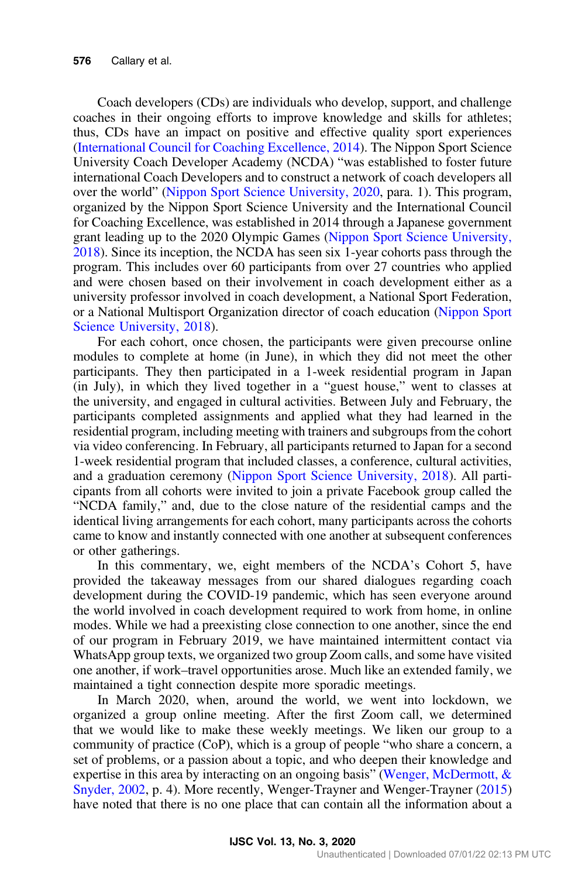Coach developers (CDs) are individuals who develop, support, and challenge coaches in their ongoing efforts to improve knowledge and skills for athletes; thus, CDs have an impact on positive and effective quality sport experiences (International Council for Coaching Excellence, 2014). The Nippon Sport Science University Coach Developer Academy (NCDA) "was established to foster future international Coach Developers and to construct a network of coach developers all over the world" (Nippon Sport Science University, 2020, para. 1). This program, organized by the Nippon Sport Science University and the International Council for Coaching Excellence, was established in 2014 through a Japanese government grant leading up to the 2020 Olympic Games (Nippon Sport Science University, 2018). Since its inception, the NCDA has seen six 1-year cohorts pass through the program. This includes over 60 participants from over 27 countries who applied and were chosen based on their involvement in coach development either as a university professor involved in coach development, a National Sport Federation, or a National Multisport Organization director of coach education (Nippon Sport Science University, 2018).

For each cohort, once chosen, the participants were given precourse online modules to complete at home (in June), in which they did not meet the other participants. They then participated in a 1-week residential program in Japan (in July), in which they lived together in a "guest house," went to classes at the university, and engaged in cultural activities. Between July and February, the participants completed assignments and applied what they had learned in the residential program, including meeting with trainers and subgroups from the cohort via video conferencing. In February, all participants returned to Japan for a second 1-week residential program that included classes, a conference, cultural activities, and a graduation ceremony (Nippon Sport Science University, 2018). All participants from all cohorts were invited to join a private Facebook group called the "NCDA family," and, due to the close nature of the residential camps and the identical living arrangements for each cohort, many participants across the cohorts came to know and instantly connected with one another at subsequent conferences or other gatherings.

In this commentary, we, eight members of the NCDA's Cohort 5, have provided the takeaway messages from our shared dialogues regarding coach development during the COVID-19 pandemic, which has seen everyone around the world involved in coach development required to work from home, in online modes. While we had a preexisting close connection to one another, since the end of our program in February 2019, we have maintained intermittent contact via WhatsApp group texts, we organized two group Zoom calls, and some have visited one another, if work–travel opportunities arose. Much like an extended family, we maintained a tight connection despite more sporadic meetings.

In March 2020, when, around the world, we went into lockdown, we organized a group online meeting. After the first Zoom call, we determined that we would like to make these weekly meetings. We liken our group to a community of practice (CoP), which is a group of people "who share a concern, a set of problems, or a passion about a topic, and who deepen their knowledge and expertise in this area by interacting on an ongoing basis" (Wenger, McDermott, & Snyder, 2002, p. 4). More recently, Wenger-Trayner and Wenger-Trayner (2015) have noted that there is no one place that can contain all the information about a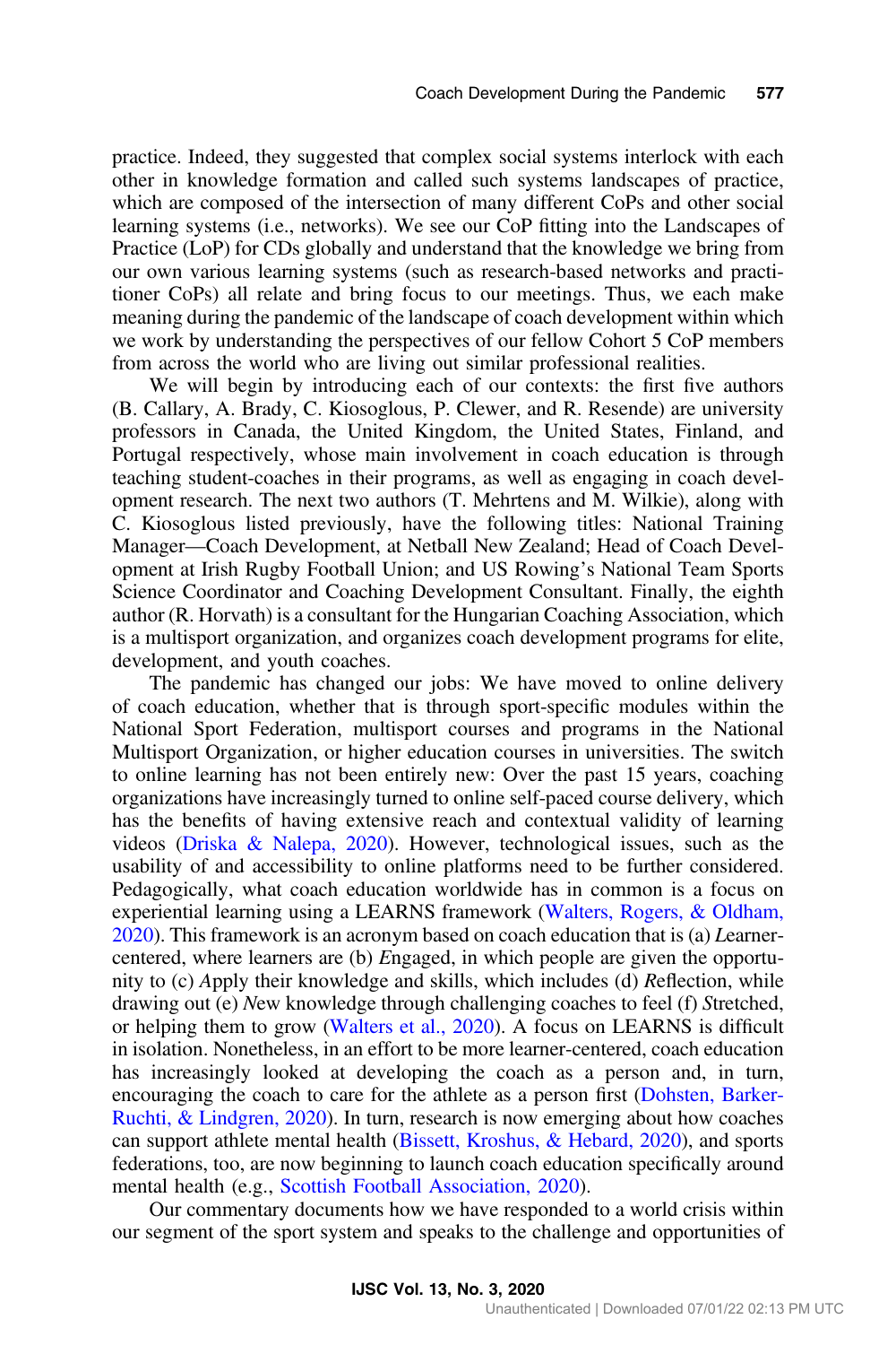practice. Indeed, they suggested that complex social systems interlock with each other in knowledge formation and called such systems landscapes of practice, which are composed of the intersection of many different CoPs and other social learning systems (i.e., networks). We see our CoP fitting into the Landscapes of Practice (LoP) for CDs globally and understand that the knowledge we bring from our own various learning systems (such as research-based networks and practitioner CoPs) all relate and bring focus to our meetings. Thus, we each make meaning during the pandemic of the landscape of coach development within which we work by understanding the perspectives of our fellow Cohort 5 CoP members from across the world who are living out similar professional realities.

We will begin by introducing each of our contexts: the first five authors (B. Callary, A. Brady, C. Kiosoglous, P. Clewer, and R. Resende) are university professors in Canada, the United Kingdom, the United States, Finland, and Portugal respectively, whose main involvement in coach education is through teaching student-coaches in their programs, as well as engaging in coach development research. The next two authors (T. Mehrtens and M. Wilkie), along with C. Kiosoglous listed previously, have the following titles: National Training Manager—Coach Development, at Netball New Zealand; Head of Coach Development at Irish Rugby Football Union; and US Rowing's National Team Sports Science Coordinator and Coaching Development Consultant. Finally, the eighth author (R. Horvath) is a consultant for the Hungarian Coaching Association, which is a multisport organization, and organizes coach development programs for elite, development, and youth coaches.

The pandemic has changed our jobs: We have moved to online delivery of coach education, whether that is through sport-specific modules within the National Sport Federation, multisport courses and programs in the National Multisport Organization, or higher education courses in universities. The switch to online learning has not been entirely new: Over the past 15 years, coaching organizations have increasingly turned to online self-paced course delivery, which has the benefits of having extensive reach and contextual validity of learning videos (Driska & Nalepa, 2020). However, technological issues, such as the usability of and accessibility to online platforms need to be further considered. Pedagogically, what coach education worldwide has in common is a focus on experiential learning using a LEARNS framework (Walters, Rogers, & Oldham, 2020). This framework is an acronym based on coach education that is (a) *L*earner-centered, where learners are (b) *E*ngaged, in which people are given the opportunity to (c) *A*pply their knowledge and skills, which includes (d) *R*eflection, while drawing out (e) *N*ew knowledge through challenging coaches to feel (f) *S*tretched, or helping them to grow (Walters et al., 2020). A focus on LEARNS is difficult in isolation. Nonetheless, in an effort to be more learner-centered, coach education has increasingly looked at developing the coach as a person and, in turn, encouraging the coach to care for the athlete as a person first (Dohsten, Barker-Ruchti, & Lindgren, 2020). In turn, research is now emerging about how coaches can support athlete mental health (Bissett, Kroshus, & Hebard, 2020), and sports federations, too, are now beginning to launch coach education specifically around mental health (e.g., Scottish Football Association, 2020).

Our commentary documents how we have responded to a world crisis within our segment of the sport system and speaks to the challenge and opportunities of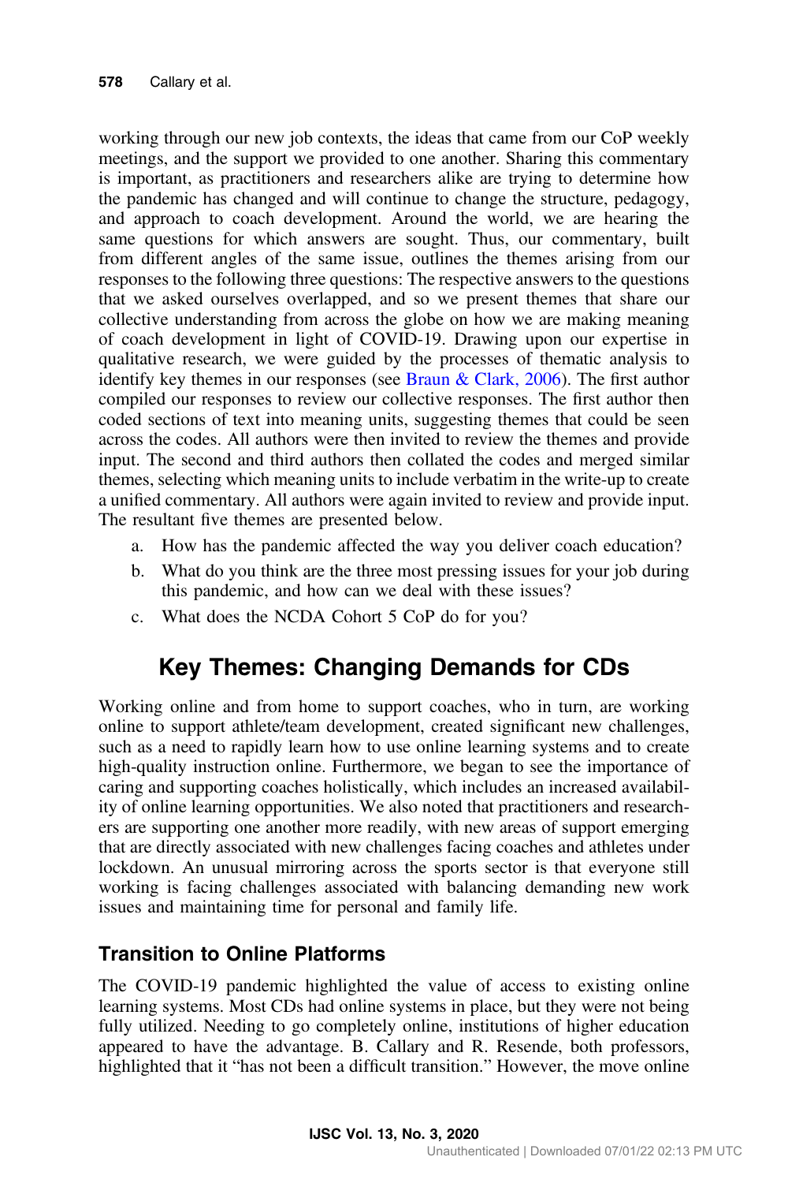working through our new job contexts, the ideas that came from our CoP weekly meetings, and the support we provided to one another. Sharing this commentary is important, as practitioners and researchers alike are trying to determine how the pandemic has changed and will continue to change the structure, pedagogy, and approach to coach development. Around the world, we are hearing the same questions for which answers are sought. Thus, our commentary, built from different angles of the same issue, outlines the themes arising from our responses to the following three questions: The respective answers to the questions that we asked ourselves overlapped, and so we present themes that share our collective understanding from across the globe on how we are making meaning of coach development in light of COVID-19. Drawing upon our expertise in qualitative research, we were guided by the processes of thematic analysis to identify key themes in our responses (see Braun & Clark, 2006). The first author compiled our responses to review our collective responses. The first author then coded sections of text into meaning units, suggesting themes that could be seen across the codes. All authors were then invited to review the themes and provide input. The second and third authors then collated the codes and merged similar themes, selecting which meaning units to include verbatim in the write-up to create a unified commentary. All authors were again invited to review and provide input. The resultant five themes are presented below.

a. How has the pandemic affected the way you deliver coach education?
b. What do you think are the three most pressing issues for your job during this pandemic, and how can we deal with these issues?
c. What does the NCDA Cohort 5 CoP do for you?

## Key Themes: Changing Demands for CDs

Working online and from home to support coaches, who in turn, are working online to support athlete/team development, created significant new challenges, such as a need to rapidly learn how to use online learning systems and to create high-quality instruction online. Furthermore, we began to see the importance of caring and supporting coaches holistically, which includes an increased availability of online learning opportunities. We also noted that practitioners and researchers are supporting one another more readily, with new areas of support emerging that are directly associated with new challenges facing coaches and athletes under lockdown. An unusual mirroring across the sports sector is that everyone still working is facing challenges associated with balancing demanding new work issues and maintaining time for personal and family life.

### Transition to Online Platforms

The COVID-19 pandemic highlighted the value of access to existing online learning systems. Most CDs had online systems in place, but they were not being fully utilized. Needing to go completely online, institutions of higher education appeared to have the advantage. B. Callary and R. Resende, both professors, highlighted that it "has not been a difficult transition." However, the move online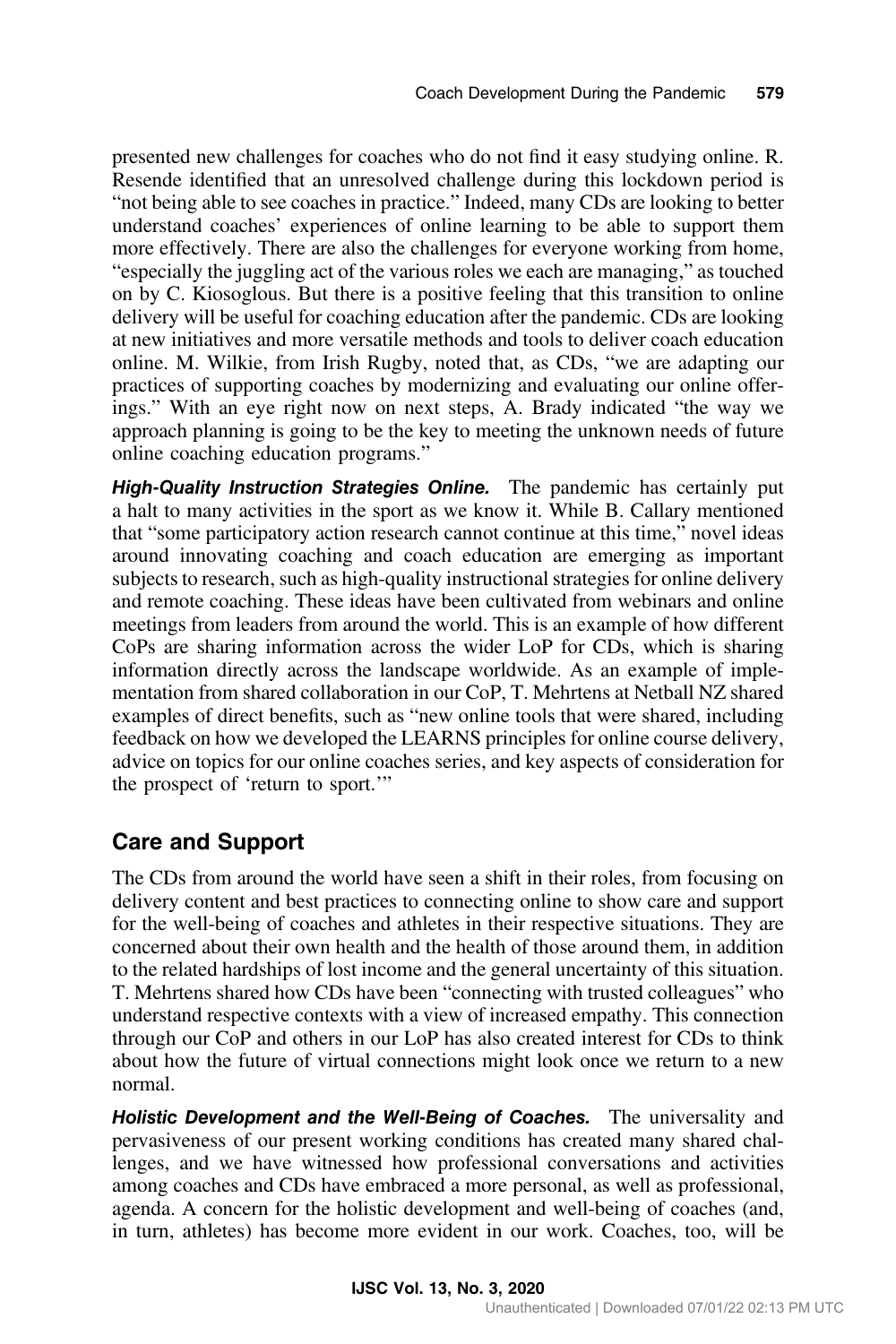presented new challenges for coaches who do not find it easy studying online. R. Resende identified that an unresolved challenge during this lockdown period is "not being able to see coaches in practice." Indeed, many CDs are looking to better understand coaches' experiences of online learning to be able to support them more effectively. There are also the challenges for everyone working from home, "especially the juggling act of the various roles we each are managing," as touched on by C. Kiosoglous. But there is a positive feeling that this transition to online delivery will be useful for coaching education after the pandemic. CDs are looking at new initiatives and more versatile methods and tools to deliver coach education online. M. Wilkie, from Irish Rugby, noted that, as CDs, "we are adapting our practices of supporting coaches by modernizing and evaluating our online offerings." With an eye right now on next steps, A. Brady indicated "the way we approach planning is going to be the key to meeting the unknown needs of future online coaching education programs."

***High-Quality Instruction Strategies Online.*** The pandemic has certainly put a halt to many activities in the sport as we know it. While B. Callary mentioned that "some participatory action research cannot continue at this time," novel ideas around innovating coaching and coach education are emerging as important subjects to research, such as high-quality instructional strategies for online delivery and remote coaching. These ideas have been cultivated from webinars and online meetings from leaders from around the world. This is an example of how different CoPs are sharing information across the wider LoP for CDs, which is sharing information directly across the landscape worldwide. As an example of implementation from shared collaboration in our CoP, T. Mehrtens at Netball NZ shared examples of direct benefits, such as "new online tools that were shared, including feedback on how we developed the LEARNS principles for online course delivery, advice on topics for our online coaches series, and key aspects of consideration for the prospect of 'return to sport.'"

## Care and Support

The CDs from around the world have seen a shift in their roles, from focusing on delivery content and best practices to connecting online to show care and support for the well-being of coaches and athletes in their respective situations. They are concerned about their own health and the health of those around them, in addition to the related hardships of lost income and the general uncertainty of this situation. T. Mehrtens shared how CDs have been "connecting with trusted colleagues" who understand respective contexts with a view of increased empathy. This connection through our CoP and others in our LoP has also created interest for CDs to think about how the future of virtual connections might look once we return to a new normal.

***Holistic Development and the Well-Being of Coaches.*** The universality and pervasiveness of our present working conditions has created many shared challenges, and we have witnessed how professional conversations and activities among coaches and CDs have embraced a more personal, as well as professional, agenda. A concern for the holistic development and well-being of coaches (and, in turn, athletes) has become more evident in our work. Coaches, too, will be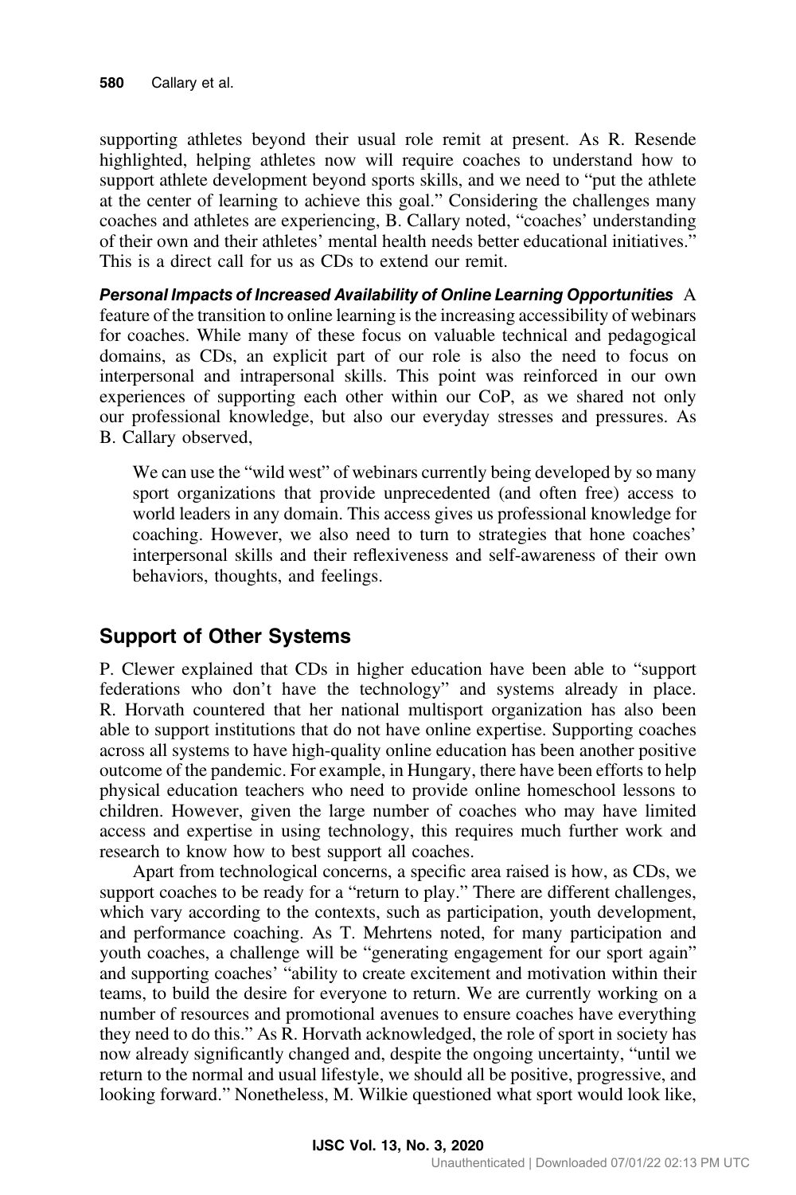supporting athletes beyond their usual role remit at present. As R. Resende highlighted, helping athletes now will require coaches to understand how to support athlete development beyond sports skills, and we need to "put the athlete at the center of learning to achieve this goal." Considering the challenges many coaches and athletes are experiencing, B. Callary noted, "coaches' understanding of their own and their athletes' mental health needs better educational initiatives." This is a direct call for us as CDs to extend our remit.

***Personal Impacts of Increased Availability of Online Learning Opportunities*** A feature of the transition to online learning is the increasing accessibility of webinars for coaches. While many of these focus on valuable technical and pedagogical domains, as CDs, an explicit part of our role is also the need to focus on interpersonal and intrapersonal skills. This point was reinforced in our own experiences of supporting each other within our CoP, as we shared not only our professional knowledge, but also our everyday stresses and pressures. As B. Callary observed,

> We can use the "wild west" of webinars currently being developed by so many sport organizations that provide unprecedented (and often free) access to world leaders in any domain. This access gives us professional knowledge for coaching. However, we also need to turn to strategies that hone coaches' interpersonal skills and their reflexiveness and self-awareness of their own behaviors, thoughts, and feelings.

## Support of Other Systems

P. Clewer explained that CDs in higher education have been able to "support federations who don't have the technology" and systems already in place. R. Horvath countered that her national multisport organization has also been able to support institutions that do not have online expertise. Supporting coaches across all systems to have high-quality online education has been another positive outcome of the pandemic. For example, in Hungary, there have been efforts to help physical education teachers who need to provide online homeschool lessons to children. However, given the large number of coaches who may have limited access and expertise in using technology, this requires much further work and research to know how to best support all coaches.

Apart from technological concerns, a specific area raised is how, as CDs, we support coaches to be ready for a "return to play." There are different challenges, which vary according to the contexts, such as participation, youth development, and performance coaching. As T. Mehrtens noted, for many participation and youth coaches, a challenge will be "generating engagement for our sport again" and supporting coaches' "ability to create excitement and motivation within their teams, to build the desire for everyone to return. We are currently working on a number of resources and promotional avenues to ensure coaches have everything they need to do this." As R. Horvath acknowledged, the role of sport in society has now already significantly changed and, despite the ongoing uncertainty, "until we return to the normal and usual lifestyle, we should all be positive, progressive, and looking forward." Nonetheless, M. Wilkie questioned what sport would look like,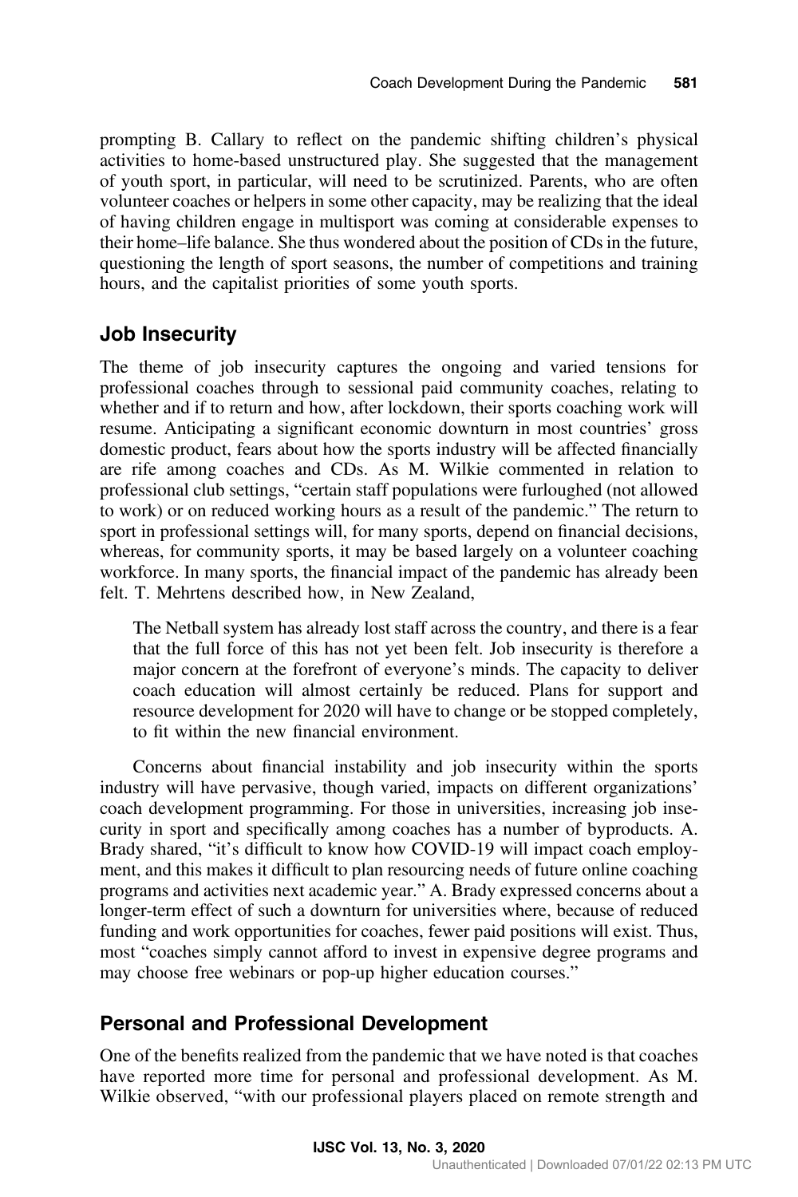prompting B. Callary to reflect on the pandemic shifting children's physical activities to home-based unstructured play. She suggested that the management of youth sport, in particular, will need to be scrutinized. Parents, who are often volunteer coaches or helpers in some other capacity, may be realizing that the ideal of having children engage in multisport was coming at considerable expenses to their home–life balance. She thus wondered about the position of CDs in the future, questioning the length of sport seasons, the number of competitions and training hours, and the capitalist priorities of some youth sports.

## Job Insecurity

The theme of job insecurity captures the ongoing and varied tensions for professional coaches through to sessional paid community coaches, relating to whether and if to return and how, after lockdown, their sports coaching work will resume. Anticipating a significant economic downturn in most countries' gross domestic product, fears about how the sports industry will be affected financially are rife among coaches and CDs. As M. Wilkie commented in relation to professional club settings, "certain staff populations were furloughed (not allowed to work) or on reduced working hours as a result of the pandemic." The return to sport in professional settings will, for many sports, depend on financial decisions, whereas, for community sports, it may be based largely on a volunteer coaching workforce. In many sports, the financial impact of the pandemic has already been felt. T. Mehrtens described how, in New Zealand,

> The Netball system has already lost staff across the country, and there is a fear that the full force of this has not yet been felt. Job insecurity is therefore a major concern at the forefront of everyone's minds. The capacity to deliver coach education will almost certainly be reduced. Plans for support and resource development for 2020 will have to change or be stopped completely, to fit within the new financial environment.

Concerns about financial instability and job insecurity within the sports industry will have pervasive, though varied, impacts on different organizations' coach development programming. For those in universities, increasing job insecurity in sport and specifically among coaches has a number of byproducts. A. Brady shared, "it's difficult to know how COVID-19 will impact coach employment, and this makes it difficult to plan resourcing needs of future online coaching programs and activities next academic year." A. Brady expressed concerns about a longer-term effect of such a downturn for universities where, because of reduced funding and work opportunities for coaches, fewer paid positions will exist. Thus, most "coaches simply cannot afford to invest in expensive degree programs and may choose free webinars or pop-up higher education courses."

## Personal and Professional Development

One of the benefits realized from the pandemic that we have noted is that coaches have reported more time for personal and professional development. As M. Wilkie observed, "with our professional players placed on remote strength and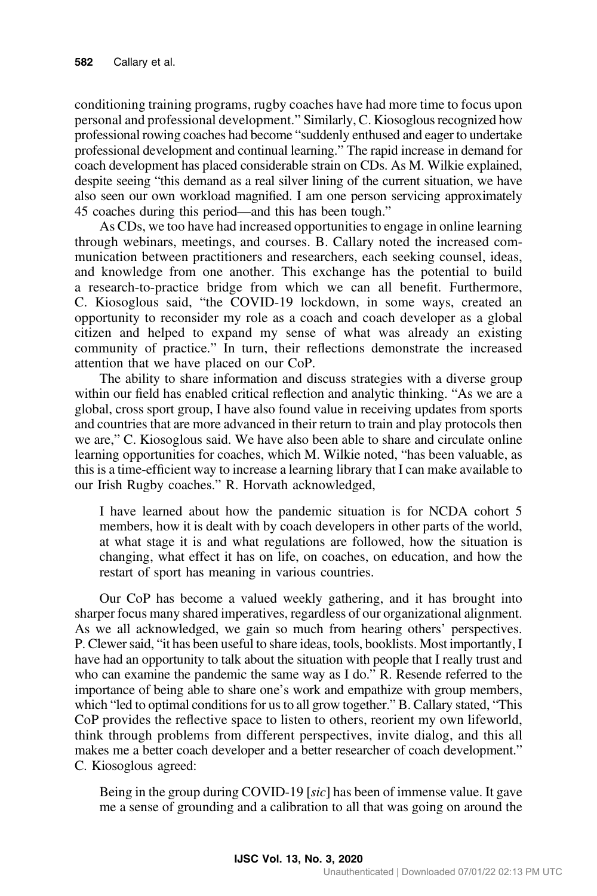conditioning training programs, rugby coaches have had more time to focus upon personal and professional development." Similarly, C. Kiosoglous recognized how professional rowing coaches had become "suddenly enthused and eager to undertake professional development and continual learning." The rapid increase in demand for coach development has placed considerable strain on CDs. As M. Wilkie explained, despite seeing "this demand as a real silver lining of the current situation, we have also seen our own workload magnified. I am one person servicing approximately 45 coaches during this period—and this has been tough."

As CDs, we too have had increased opportunities to engage in online learning through webinars, meetings, and courses. B. Callary noted the increased communication between practitioners and researchers, each seeking counsel, ideas, and knowledge from one another. This exchange has the potential to build a research-to-practice bridge from which we can all benefit. Furthermore, C. Kiosoglous said, "the COVID-19 lockdown, in some ways, created an opportunity to reconsider my role as a coach and coach developer as a global citizen and helped to expand my sense of what was already an existing community of practice." In turn, their reflections demonstrate the increased attention that we have placed on our CoP.

The ability to share information and discuss strategies with a diverse group within our field has enabled critical reflection and analytic thinking. "As we are a global, cross sport group, I have also found value in receiving updates from sports and countries that are more advanced in their return to train and play protocols then we are," C. Kiosoglous said. We have also been able to share and circulate online learning opportunities for coaches, which M. Wilkie noted, "has been valuable, as this is a time-efficient way to increase a learning library that I can make available to our Irish Rugby coaches." R. Horvath acknowledged,

> I have learned about how the pandemic situation is for NCDA cohort 5 members, how it is dealt with by coach developers in other parts of the world, at what stage it is and what regulations are followed, how the situation is changing, what effect it has on life, on coaches, on education, and how the restart of sport has meaning in various countries.

Our CoP has become a valued weekly gathering, and it has brought into sharper focus many shared imperatives, regardless of our organizational alignment. As we all acknowledged, we gain so much from hearing others' perspectives. P. Clewer said, "it has been useful to share ideas, tools, booklists. Most importantly, I have had an opportunity to talk about the situation with people that I really trust and who can examine the pandemic the same way as I do." R. Resende referred to the importance of being able to share one's work and empathize with group members, which "led to optimal conditions for us to all grow together." B. Callary stated, "This CoP provides the reflective space to listen to others, reorient my own lifeworld, think through problems from different perspectives, invite dialog, and this all makes me a better coach developer and a better researcher of coach development." C. Kiosoglous agreed:

> Being in the group during COVID-19 [*sic*] has been of immense value. It gave me a sense of grounding and a calibration to all that was going on around the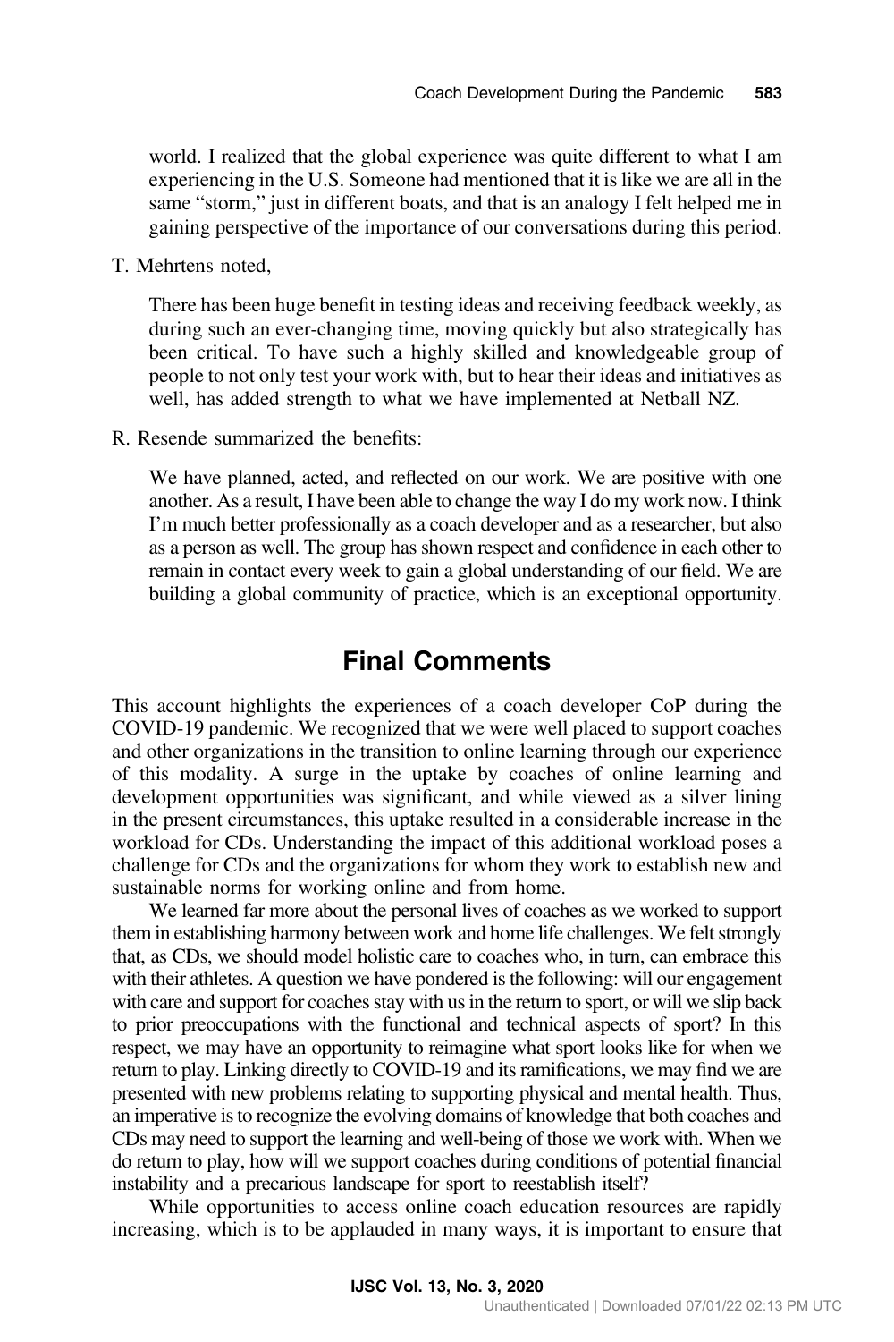world. I realized that the global experience was quite different to what I am experiencing in the U.S. Someone had mentioned that it is like we are all in the same "storm," just in different boats, and that is an analogy I felt helped me in gaining perspective of the importance of our conversations during this period.

T. Mehrtens noted,

> There has been huge benefit in testing ideas and receiving feedback weekly, as during such an ever-changing time, moving quickly but also strategically has been critical. To have such a highly skilled and knowledgeable group of people to not only test your work with, but to hear their ideas and initiatives as well, has added strength to what we have implemented at Netball NZ.

R. Resende summarized the benefits:

> We have planned, acted, and reflected on our work. We are positive with one another. As a result, I have been able to change the way I do my work now. I think I'm much better professionally as a coach developer and as a researcher, but also as a person as well. The group has shown respect and confidence in each other to remain in contact every week to gain a global understanding of our field. We are building a global community of practice, which is an exceptional opportunity.

## Final Comments

This account highlights the experiences of a coach developer CoP during the COVID-19 pandemic. We recognized that we were well placed to support coaches and other organizations in the transition to online learning through our experience of this modality. A surge in the uptake by coaches of online learning and development opportunities was significant, and while viewed as a silver lining in the present circumstances, this uptake resulted in a considerable increase in the workload for CDs. Understanding the impact of this additional workload poses a challenge for CDs and the organizations for whom they work to establish new and sustainable norms for working online and from home.

We learned far more about the personal lives of coaches as we worked to support them in establishing harmony between work and home life challenges. We felt strongly that, as CDs, we should model holistic care to coaches who, in turn, can embrace this with their athletes. A question we have pondered is the following: will our engagement with care and support for coaches stay with us in the return to sport, or will we slip back to prior preoccupations with the functional and technical aspects of sport? In this respect, we may have an opportunity to reimagine what sport looks like for when we return to play. Linking directly to COVID-19 and its ramifications, we may find we are presented with new problems relating to supporting physical and mental health. Thus, an imperative is to recognize the evolving domains of knowledge that both coaches and CDs may need to support the learning and well-being of those we work with. When we do return to play, how will we support coaches during conditions of potential financial instability and a precarious landscape for sport to reestablish itself?

While opportunities to access online coach education resources are rapidly increasing, which is to be applauded in many ways, it is important to ensure that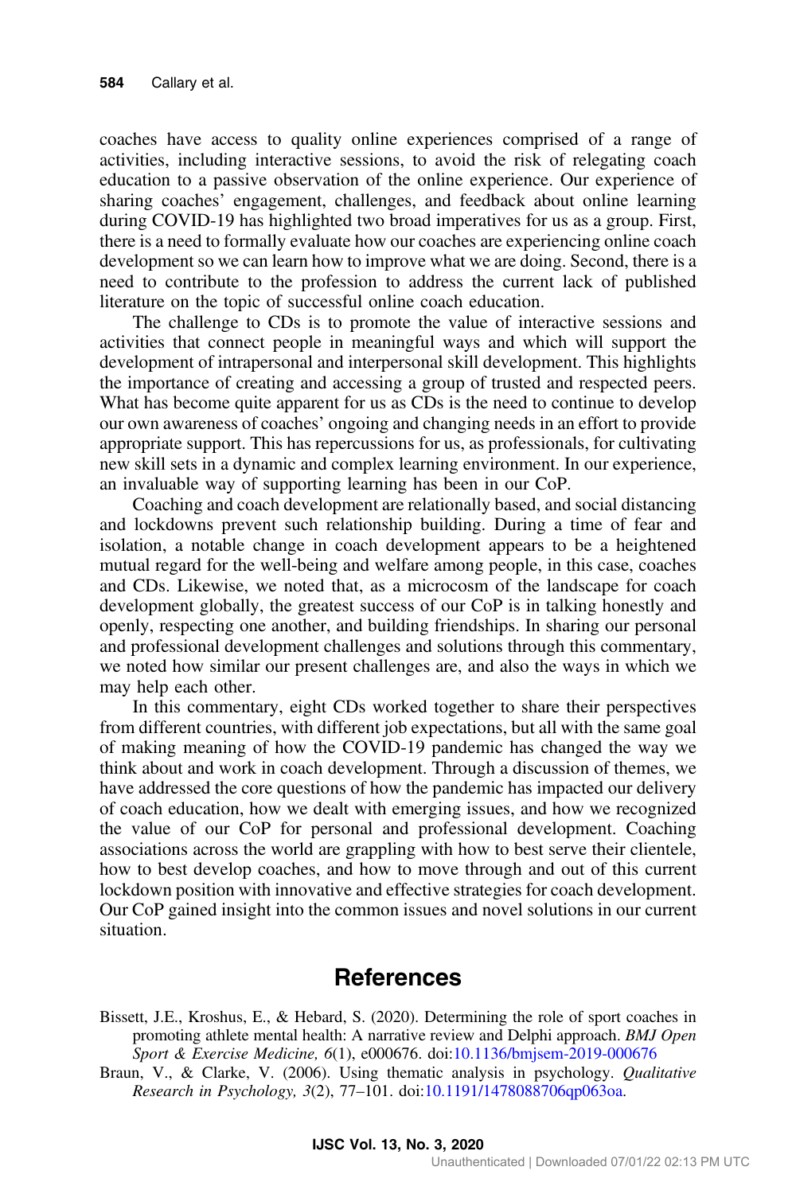coaches have access to quality online experiences comprised of a range of activities, including interactive sessions, to avoid the risk of relegating coach education to a passive observation of the online experience. Our experience of sharing coaches' engagement, challenges, and feedback about online learning during COVID-19 has highlighted two broad imperatives for us as a group. First, there is a need to formally evaluate how our coaches are experiencing online coach development so we can learn how to improve what we are doing. Second, there is a need to contribute to the profession to address the current lack of published literature on the topic of successful online coach education.

The challenge to CDs is to promote the value of interactive sessions and activities that connect people in meaningful ways and which will support the development of intrapersonal and interpersonal skill development. This highlights the importance of creating and accessing a group of trusted and respected peers. What has become quite apparent for us as CDs is the need to continue to develop our own awareness of coaches' ongoing and changing needs in an effort to provide appropriate support. This has repercussions for us, as professionals, for cultivating new skill sets in a dynamic and complex learning environment. In our experience, an invaluable way of supporting learning has been in our CoP.

Coaching and coach development are relationally based, and social distancing and lockdowns prevent such relationship building. During a time of fear and isolation, a notable change in coach development appears to be a heightened mutual regard for the well-being and welfare among people, in this case, coaches and CDs. Likewise, we noted that, as a microcosm of the landscape for coach development globally, the greatest success of our CoP is in talking honestly and openly, respecting one another, and building friendships. In sharing our personal and professional development challenges and solutions through this commentary, we noted how similar our present challenges are, and also the ways in which we may help each other.

In this commentary, eight CDs worked together to share their perspectives from different countries, with different job expectations, but all with the same goal of making meaning of how the COVID-19 pandemic has changed the way we think about and work in coach development. Through a discussion of themes, we have addressed the core questions of how the pandemic has impacted our delivery of coach education, how we dealt with emerging issues, and how we recognized the value of our CoP for personal and professional development. Coaching associations across the world are grappling with how to best serve their clientele, how to best develop coaches, and how to move through and out of this current lockdown position with innovative and effective strategies for coach development. Our CoP gained insight into the common issues and novel solutions in our current situation.

# References

Bissett, J.E., Kroshus, E., & Hebard, S. (2020). Determining the role of sport coaches in promoting athlete mental health: A narrative review and Delphi approach. *BMJ Open Sport & Exercise Medicine, 6*(1), e000676. doi:10.1136/bmjsem-2019-000676

Braun, V., & Clarke, V. (2006). Using thematic analysis in psychology. *Qualitative Research in Psychology, 3*(2), 77–101. doi:10.1191/1478088706qp063oa.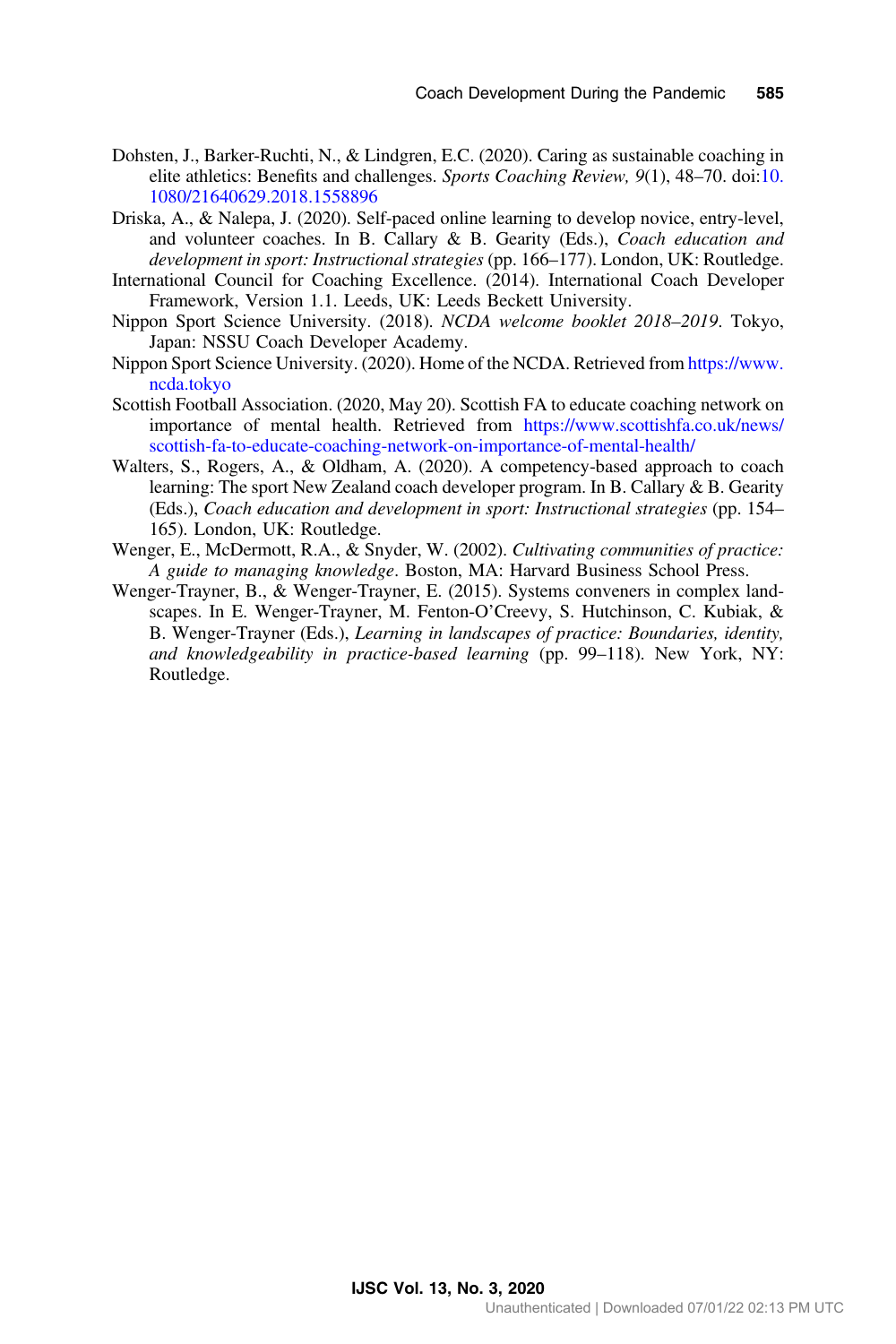Dohsten, J., Barker-Ruchti, N., & Lindgren, E.C. (2020). Caring as sustainable coaching in elite athletics: Benefits and challenges. *Sports Coaching Review, 9*(1), 48–70. doi:10.1080/21640629.2018.1558896

Driska, A., & Nalepa, J. (2020). Self-paced online learning to develop novice, entry-level, and volunteer coaches. In B. Callary & B. Gearity (Eds.), *Coach education and development in sport: Instructional strategies* (pp. 166–177). London, UK: Routledge.

International Council for Coaching Excellence. (2014). International Coach Developer Framework, Version 1.1. Leeds, UK: Leeds Beckett University.

Nippon Sport Science University. (2018). *NCDA welcome booklet 2018–2019*. Tokyo, Japan: NSSU Coach Developer Academy.

Nippon Sport Science University. (2020). Home of the NCDA. Retrieved from https://www.ncda.tokyo

Scottish Football Association. (2020, May 20). Scottish FA to educate coaching network on importance of mental health. Retrieved from https://www.scottishfa.co.uk/news/scottish-fa-to-educate-coaching-network-on-importance-of-mental-health/

Walters, S., Rogers, A., & Oldham, A. (2020). A competency-based approach to coach learning: The sport New Zealand coach developer program. In B. Callary & B. Gearity (Eds.), *Coach education and development in sport: Instructional strategies* (pp. 154–165). London, UK: Routledge.

Wenger, E., McDermott, R.A., & Snyder, W. (2002). *Cultivating communities of practice: A guide to managing knowledge*. Boston, MA: Harvard Business School Press.

Wenger-Trayner, B., & Wenger-Trayner, E. (2015). Systems conveners in complex landscapes. In E. Wenger-Trayner, M. Fenton-O'Creevy, S. Hutchinson, C. Kubiak, & B. Wenger-Trayner (Eds.), *Learning in landscapes of practice: Boundaries, identity, and knowledgeability in practice-based learning* (pp. 99–118). New York, NY: Routledge.